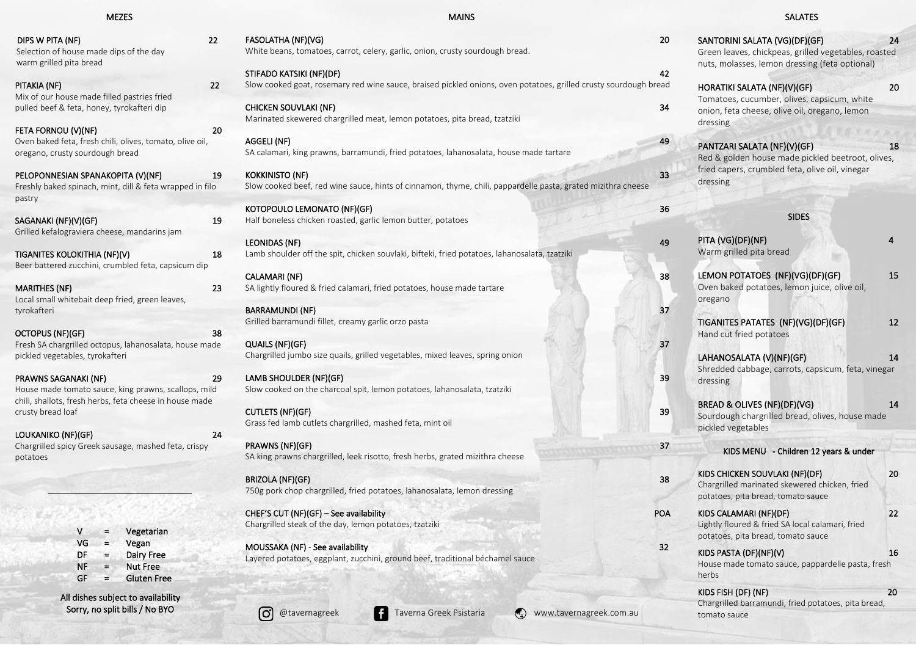## MEZES

**DIPS W PITA (NF)** 22
Selection of house made dips of the day warm grilled pita bread

**PITAKIA (NF)** 22
Mix of our house made filled pastries fried pulled beef & feta, honey, tyrokafteri dip

**FETA FORNOU (V)(NF)** 20
Oven baked feta, fresh chili, olives, tomato, olive oil, oregano, crusty sourdough bread

**PELOPONNESIAN SPANAKOPITA (V)(NF)** 19
Freshly baked spinach, mint, dill & feta wrapped in filo pastry

**SAGANAKI (NF)(V)(GF)** 19
Grilled kefalograviera cheese, mandarins jam

**TIGANITES KOLOKITHIA (NF)(V)** 18
Beer battered zucchini, crumbled feta, capsicum dip

**MARITHES (NF)** 23
Local small whitebait deep fried, green leaves, tyrokafteri

**OCTOPUS (NF)(GF)** 38
Fresh SA chargrilled octopus, lahanosalata, house made pickled vegetables, tyrokafteri

**PRAWNS SAGANAKI (NF)** 29
House made tomato sauce, king prawns, scallops, mild chili, shallots, fresh herbs, feta cheese in house made crusty bread loaf

**LOUKANIKO (NF)(GF)** 24
Chargrilled spicy Greek sausage, mashed feta, crispy potatoes

---

V = Vegetarian
VG = Vegan
DF = Dairy Free
NF = Nut Free
GF = Gluten Free

All dishes subject to availability
Sorry, no split bills / No BYO

## MAINS

**FASOLATHA (NF)(VG)** 20
White beans, tomatoes, carrot, celery, garlic, onion, crusty sourdough bread.

**STIFADO KATSIKI (NF)(DF)** 42
Slow cooked goat, rosemary red wine sauce, braised pickled onions, oven potatoes, grilled crusty sourdough bread

**CHICKEN SOUVLAKI (NF)** 34
Marinated skewered chargrilled meat, lemon potatoes, pita bread, tzatziki

**AGGELI (NF)** 49
SA calamari, king prawns, barramundi, fried potatoes, lahanosalata, house made tartare

**KOKKINISTO (NF)** 33
Slow cooked beef, red wine sauce, hints of cinnamon, thyme, chili, pappardelle pasta, grated mizithra cheese

**KOTOPOULO LEMONATO (NF)(GF)** 36
Half boneless chicken roasted, garlic lemon butter, potatoes

**LEONIDAS (NF)** 49
Lamb shoulder off the spit, chicken souvlaki, bifteki, fried potatoes, lahanosalata, tzatziki

**CALAMARI (NF)** 38
SA lightly floured & fried calamari, fried potatoes, house made tartare

**BARRAMUNDI (NF)** 37
Grilled barramundi fillet, creamy garlic orzo pasta

**QUAILS (NF)(GF)** 37
Chargrilled jumbo size quails, grilled vegetables, mixed leaves, spring onion

**LAMB SHOULDER (NF)(GF)** 39
Slow cooked on the charcoal spit, lemon potatoes, lahanosalata, tzatziki

**CUTLETS (NF)(GF)** 39
Grass fed lamb cutlets chargrilled, mashed feta, mint oil

**PRAWNS (NF)(GF)** 37
SA king prawns chargrilled, leek risotto, fresh herbs, grated mizithra cheese

**BRIZOLA (NF)(GF)** 38
750g pork chop chargrilled, fried potatoes, lahanosalata, lemon dressing

**CHEF'S CUT (NF)(GF) – See availability** POA
Chargrilled steak of the day, lemon potatoes, tzatziki

**MOUSSAKA (NF) - See availability** 32
Layered potatoes, eggplant, zucchini, ground beef, traditional béchamel sauce

@tavernagreek   Taverna Greek Psistaria   www.tavernagreek.com.au

## SALATES

**SANTORINI SALATA (VG)(DF)(GF)** 24
Green leaves, chickpeas, grilled vegetables, roasted nuts, molasses, lemon dressing (feta optional)

**HORATIKI SALATA (NF)(V)(GF)** 20
Tomatoes, cucumber, olives, capsicum, white onion, feta cheese, olive oil, oregano, lemon dressing

**PANTZARI SALATA (NF)(V)(GF)** 18
Red & golden house made pickled beetroot, olives, fried capers, crumbled feta, olive oil, vinegar dressing

## SIDES

**PITA (VG)(DF)(NF)** 4
Warm grilled pita bread

**LEMON POTATOES (NF)(VG)(DF)(GF)** 15
Oven baked potatoes, lemon juice, olive oil, oregano

**TIGANITES PATATES (NF)(VG)(DF)(GF)** 12
Hand cut fried potatoes

**LAHANOSALATA (V)(NF)(GF)** 14
Shredded cabbage, carrots, capsicum, feta, vinegar dressing

**BREAD & OLIVES (NF)(DF)(VG)** 14
Sourdough chargrilled bread, olives, house made pickled vegetables

## KIDS MENU - Children 12 years & under

**KIDS CHICKEN SOUVLAKI (NF)(DF)** 20
Chargrilled marinated skewered chicken, fried potatoes, pita bread, tomato sauce

**KIDS CALAMARI (NF)(DF)** 22
Lightly floured & fried SA local calamari, fried potatoes, pita bread, tomato sauce

**KIDS PASTA (DF)(NF)(V)** 16
House made tomato sauce, pappardelle pasta, fresh herbs

**KIDS FISH (DF) (NF)** 20
Chargrilled barramundi, fried potatoes, pita bread, tomato sauce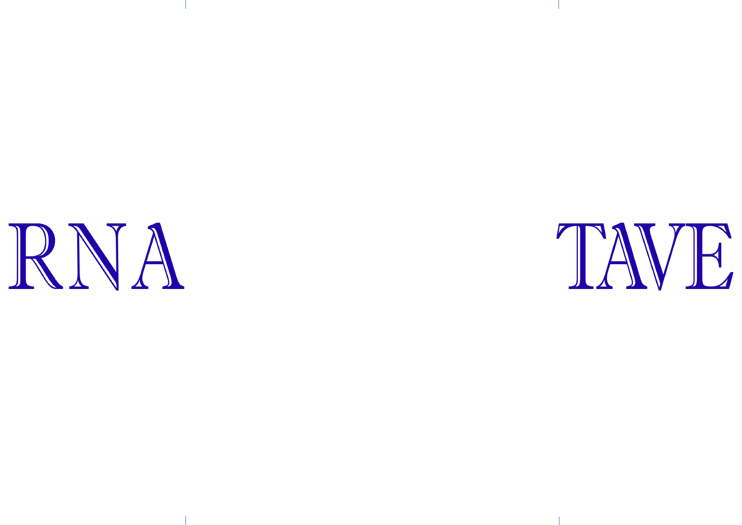RNA

TAVE